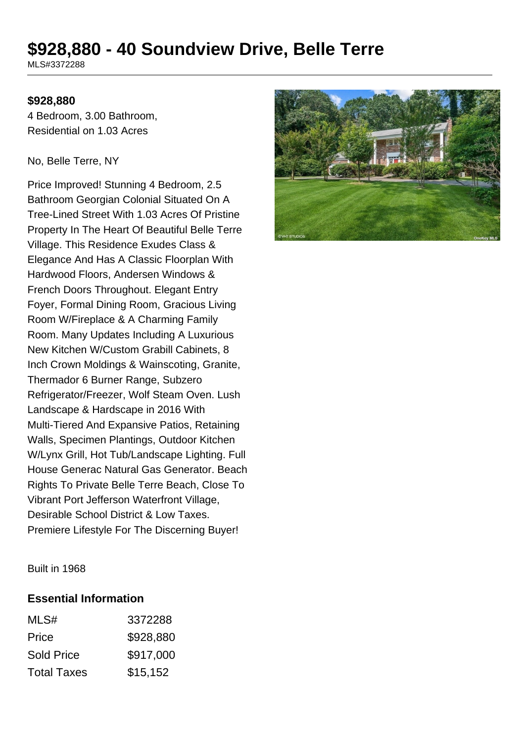# $928,880 - 40 Soundview Drive, Belle Terre

MLS#3372288

**$928,880**

4 Bedroom, 3.00 Bathroom, Residential on 1.03 Acres

No, Belle Terre, NY

Price Improved! Stunning 4 Bedroom, 2.5 Bathroom Georgian Colonial Situated On A Tree-Lined Street With 1.03 Acres Of Pristine Property In The Heart Of Beautiful Belle Terre Village. This Residence Exudes Class & Elegance And Has A Classic Floorplan With Hardwood Floors, Andersen Windows & French Doors Throughout. Elegant Entry Foyer, Formal Dining Room, Gracious Living Room W/Fireplace & A Charming Family Room. Many Updates Including A Luxurious New Kitchen W/Custom Grabill Cabinets, 8 Inch Crown Moldings & Wainscoting, Granite, Thermador 6 Burner Range, Subzero Refrigerator/Freezer, Wolf Steam Oven. Lush Landscape & Hardscape in 2016 With Multi-Tiered And Expansive Patios, Retaining Walls, Specimen Plantings, Outdoor Kitchen W/Lynx Grill, Hot Tub/Landscape Lighting. Full House Generac Natural Gas Generator. Beach Rights To Private Belle Terre Beach, Close To Vibrant Port Jefferson Waterfront Village, Desirable School District & Low Taxes. Premiere Lifestyle For The Discerning Buyer!

Built in 1968

## Essential Information

| | |
|---|---|
| MLS# | 3372288 |
| Price | $928,880 |
| Sold Price | $917,000 |
| Total Taxes | $15,152 |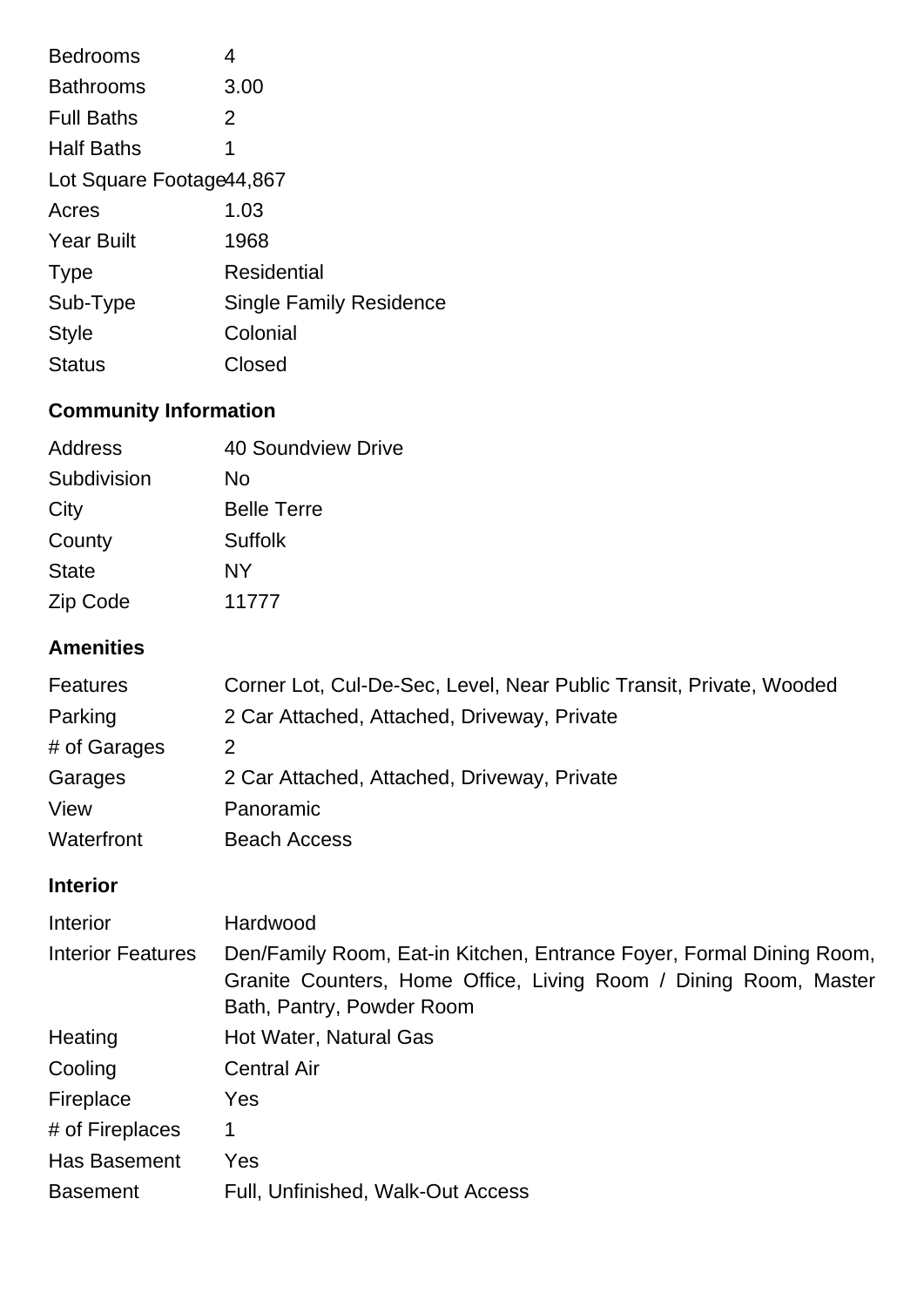| | |
|---|---|
| Bedrooms | 4 |
| Bathrooms | 3.00 |
| Full Baths | 2 |
| Half Baths | 1 |
| Lot Square Footage | 44,867 |
| Acres | 1.03 |
| Year Built | 1968 |
| Type | Residential |
| Sub-Type | Single Family Residence |
| Style | Colonial |
| Status | Closed |

## Community Information

| | |
|---|---|
| Address | 40 Soundview Drive |
| Subdivision | No |
| City | Belle Terre |
| County | Suffolk |
| State | NY |
| Zip Code | 11777 |

## Amenities

| | |
|---|---|
| Features | Corner Lot, Cul-De-Sec, Level, Near Public Transit, Private, Wooded |
| Parking | 2 Car Attached, Attached, Driveway, Private |
| # of Garages | 2 |
| Garages | 2 Car Attached, Attached, Driveway, Private |
| View | Panoramic |
| Waterfront | Beach Access |

## Interior

| | |
|---|---|
| Interior | Hardwood |
| Interior Features | Den/Family Room, Eat-in Kitchen, Entrance Foyer, Formal Dining Room, Granite Counters, Home Office, Living Room / Dining Room, Master Bath, Pantry, Powder Room |
| Heating | Hot Water, Natural Gas |
| Cooling | Central Air |
| Fireplace | Yes |
| # of Fireplaces | 1 |
| Has Basement | Yes |
| Basement | Full, Unfinished, Walk-Out Access |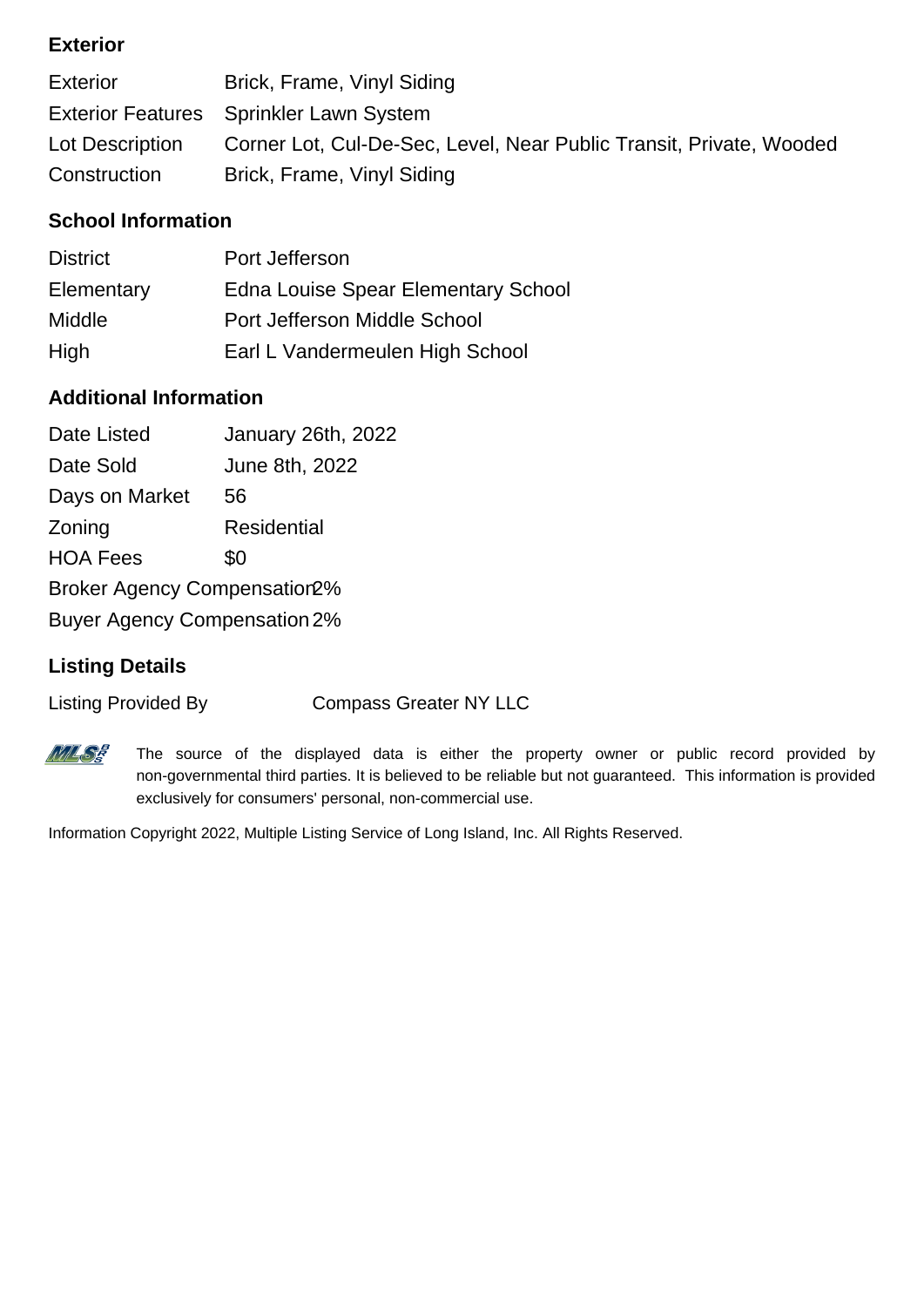## Exterior

| | |
|---|---|
| Exterior | Brick, Frame, Vinyl Siding |
| Exterior Features | Sprinkler Lawn System |
| Lot Description | Corner Lot, Cul-De-Sec, Level, Near Public Transit, Private, Wooded |
| Construction | Brick, Frame, Vinyl Siding |

## School Information

| | |
|---|---|
| District | Port Jefferson |
| Elementary | Edna Louise Spear Elementary School |
| Middle | Port Jefferson Middle School |
| High | Earl L Vandermeulen High School |

## Additional Information

| | |
|---|---|
| Date Listed | January 26th, 2022 |
| Date Sold | June 8th, 2022 |
| Days on Market | 56 |
| Zoning | Residential |
| HOA Fees | $0 |
| Broker Agency Compensation | 2% |
| Buyer Agency Compensation | 2% |

## Listing Details

| | |
|---|---|
| Listing Provided By | Compass Greater NY LLC |

The source of the displayed data is either the property owner or public record provided by non-governmental third parties. It is believed to be reliable but not guaranteed. This information is provided exclusively for consumers' personal, non-commercial use.

Information Copyright 2022, Multiple Listing Service of Long Island, Inc. All Rights Reserved.